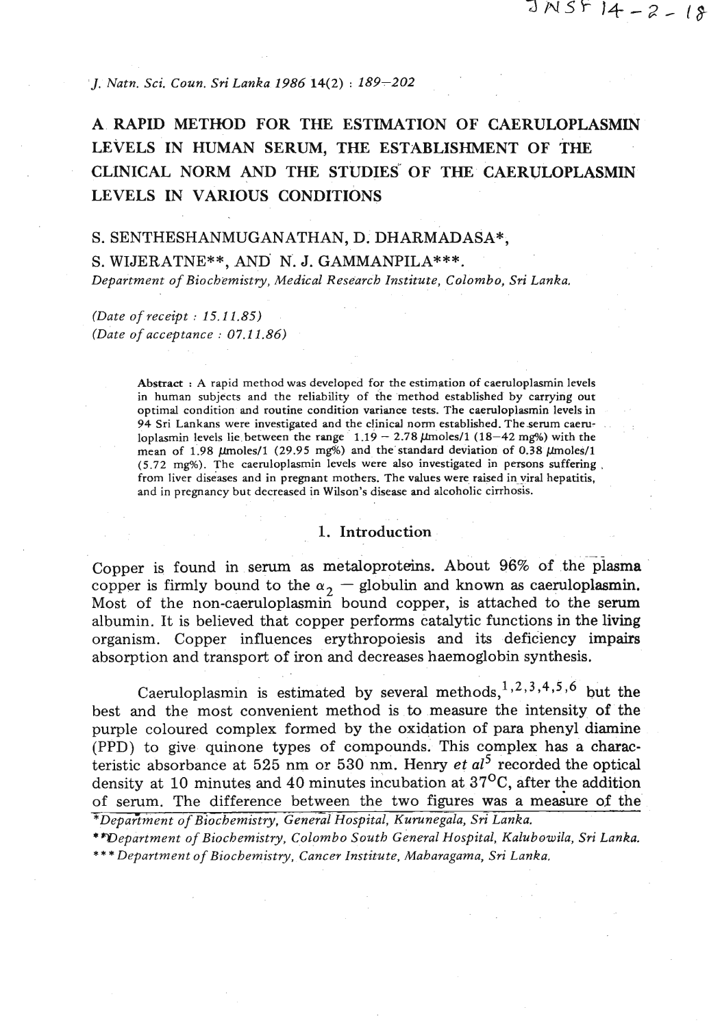# A RAPID METHOD FOR THE ESTIMATION OF CAERULOPLASMIN LEVELS IN HUMAN SERUM, THE ESTABLISHMENT OF THE CLINICAL NORM AND THE STUDIES OF THE CAERULOPLASMIN LEVELS IN VARIOUS CONDITIONS

S. SENTHESHANMUGANATHAN, D. DHARMADASA*, S. WIJERATNE**, AND N. J. GAMMANPILA***.

*Department of Biochemistry, Medical Research Institute, Colombo, Sri Lanka.*

*(Date of receipt : 15.11.85)*
*(Date of acceptance : 07.11.86)*

**Abstract** : A rapid method was developed for the estimation of caeruloplasmin levels in human subjects and the reliability of the method established by carrying out optimal condition and routine condition variance tests. The caeruloplasmin levels in 94 Sri Lankans were investigated and the clinical norm established. The serum caeruloplasmin levels lie between the range 1.19 – 2.78 μmoles/l (18–42 mg%) with the mean of 1.98 μmoles/l (29.95 mg%) and the standard deviation of 0.38 μmoles/l (5.72 mg%). The caeruloplasmin levels were also investigated in persons suffering from liver diseases and in pregnant mothers. The values were raised in viral hepatitis, and in pregnancy but decreased in Wilson's disease and alcoholic cirrhosis.

## 1. Introduction

Copper is found in serum as metaloproteins. About 96% of the plasma copper is firmly bound to the $\alpha_2$ – globulin and known as caeruloplasmin. Most of the non-caeruloplasmin bound copper, is attached to the serum albumin. It is believed that copper performs catalytic functions in the living organism. Copper influences erythropoiesis and its deficiency impairs absorption and transport of iron and decreases haemoglobin synthesis.

Caeruloplasmin is estimated by several methods,[1,2,3,4,5,6] but the best and the most convenient method is to measure the intensity of the purple coloured complex formed by the oxidation of para phenyl diamine (PPD) to give quinone types of compounds. This complex has a characteristic absorbance at 525 nm or 530 nm. Henry *et al*[5] recorded the optical density at 10 minutes and 40 minutes incubation at 37°C, after the addition of serum. The difference between the two figures was a measure of the

*Department of Biochemistry, General Hospital, Kurunegala, Sri Lanka.

**Department of Biochemistry, Colombo South General Hospital, Kalubowila, Sri Lanka.

***Department of Biochemistry, Cancer Institute, Maharagama, Sri Lanka.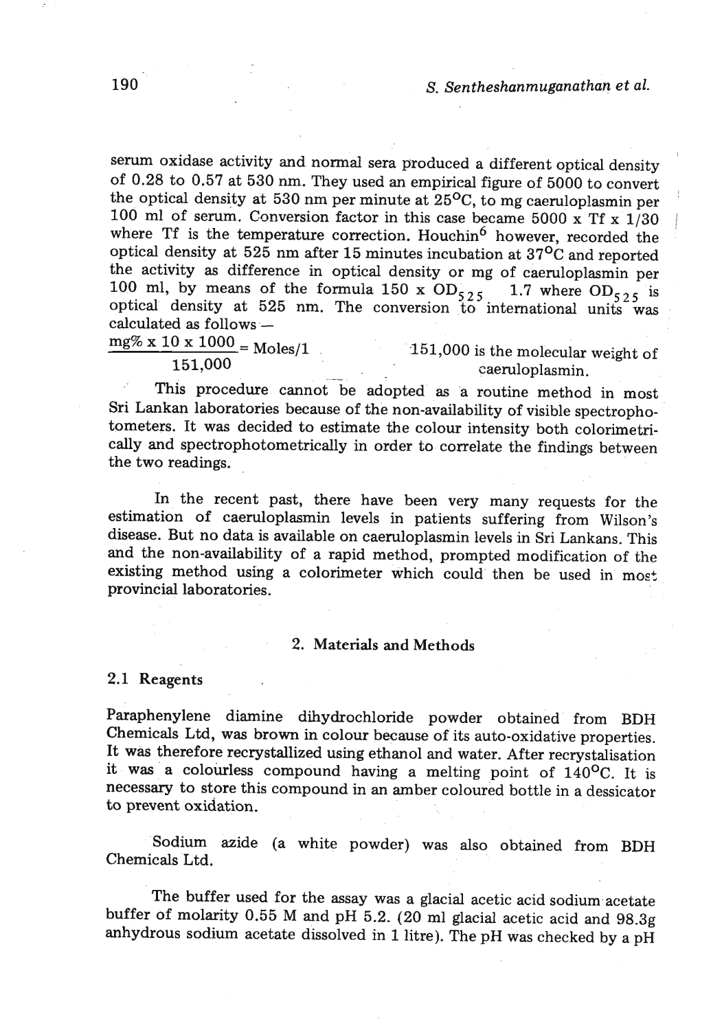serum oxidase activity and normal sera produced a different optical density of 0.28 to 0.57 at 530 nm. They used an empirical figure of 5000 to convert the optical density at 530 nm per minute at 25°C, to mg caeruloplasmin per 100 ml of serum. Conversion factor in this case became 5000 x Tf x 1/30 where Tf is the temperature correction. Houchin[6] however, recorded the optical density at 525 nm after 15 minutes incubation at 37°C and reported the activity as difference in optical density or mg of caeruloplasmin per 100 ml, by means of the formula 150 x $OD_{525}$ 1.7 where $OD_{525}$ is optical density at 525 nm. The conversion to international units was calculated as follows —

$$\frac{\text{mg\% x 10 x 1000}}{151{,}000} = \text{Moles/1}$$

151,000 is the molecular weight of caeruloplasmin.

This procedure cannot be adopted as a routine method in most Sri Lankan laboratories because of the non-availability of visible spectrophotometers. It was decided to estimate the colour intensity both colorimetrically and spectrophotometrically in order to correlate the findings between the two readings.

In the recent past, there have been very many requests for the estimation of caeruloplasmin levels in patients suffering from Wilson's disease. But no data is available on caeruloplasmin levels in Sri Lankans. This and the non-availability of a rapid method, prompted modification of the existing method using a colorimeter which could then be used in most provincial laboratories.

## 2. Materials and Methods

### 2.1 Reagents

Paraphenylene diamine dihydrochloride powder obtained from BDH Chemicals Ltd, was brown in colour because of its auto-oxidative properties. It was therefore recrystallized using ethanol and water. After recrystalisation it was a colourless compound having a melting point of 140°C. It is necessary to store this compound in an amber coloured bottle in a dessicator to prevent oxidation.

Sodium azide (a white powder) was also obtained from BDH Chemicals Ltd.

The buffer used for the assay was a glacial acetic acid sodium acetate buffer of molarity 0.55 M and pH 5.2. (20 ml glacial acetic acid and 98.3g anhydrous sodium acetate dissolved in 1 litre). The pH was checked by a pH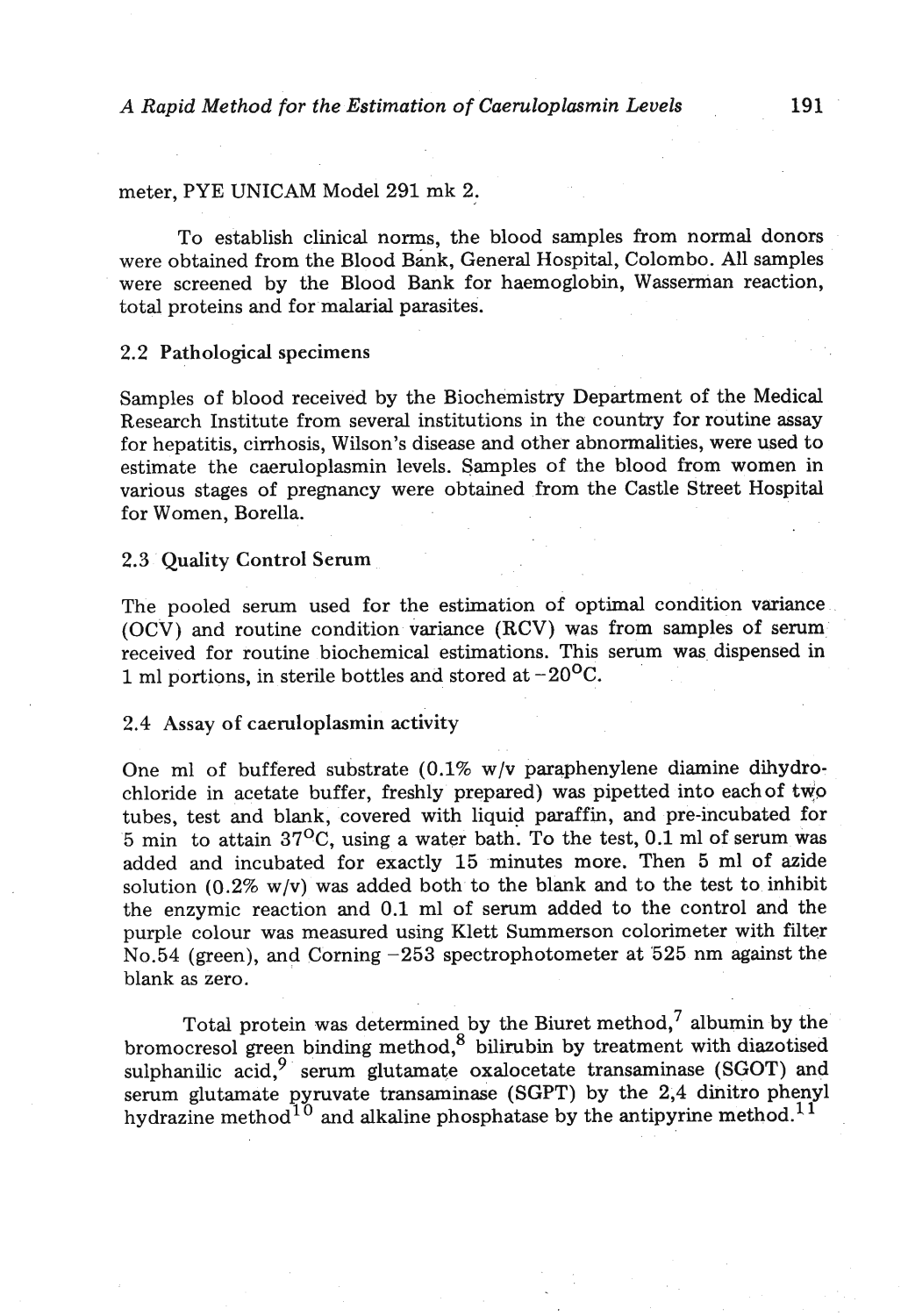meter, PYE UNICAM Model 291 mk 2.

To establish clinical norms, the blood samples from normal donors were obtained from the Blood Bank, General Hospital, Colombo. All samples were screened by the Blood Bank for haemoglobin, Wasserman reaction, total proteins and for malarial parasites.

### 2.2 Pathological specimens

Samples of blood received by the Biochemistry Department of the Medical Research Institute from several institutions in the country for routine assay for hepatitis, cirrhosis, Wilson's disease and other abnormalities, were used to estimate the caeruloplasmin levels. Samples of the blood from women in various stages of pregnancy were obtained from the Castle Street Hospital for Women, Borella.

### 2.3 Quality Control Serum

The pooled serum used for the estimation of optimal condition variance (OCV) and routine condition variance (RCV) was from samples of serum received for routine biochemical estimations. This serum was dispensed in 1 ml portions, in sterile bottles and stored at $-20^{o}C$.

### 2.4 Assay of caeruloplasmin activity

One ml of buffered substrate (0.1% w/v paraphenylene diamine dihydrochloride in acetate buffer, freshly prepared) was pipetted into each of two tubes, test and blank, covered with liquid paraffin, and pre-incubated for 5 min to attain $37^{o}C$, using a water bath. To the test, 0.1 ml of serum was added and incubated for exactly 15 minutes more. Then 5 ml of azide solution (0.2% w/v) was added both to the blank and to the test to inhibit the enzymic reaction and 0.1 ml of serum added to the control and the purple colour was measured using Klett Summerson colorimeter with filter No.54 (green), and Corning –253 spectrophotometer at 525 nm against the blank as zero.

Total protein was determined by the Biuret method,[7] albumin by the bromocresol green binding method,[8] bilirubin by treatment with diazotised sulphanilic acid,[9] serum glutamate oxalocetate transaminase (SGOT) and serum glutamate pyruvate transaminase (SGPT) by the 2,4 dinitro phenyl hydrazine method[10] and alkaline phosphatase by the antipyrine method.[11]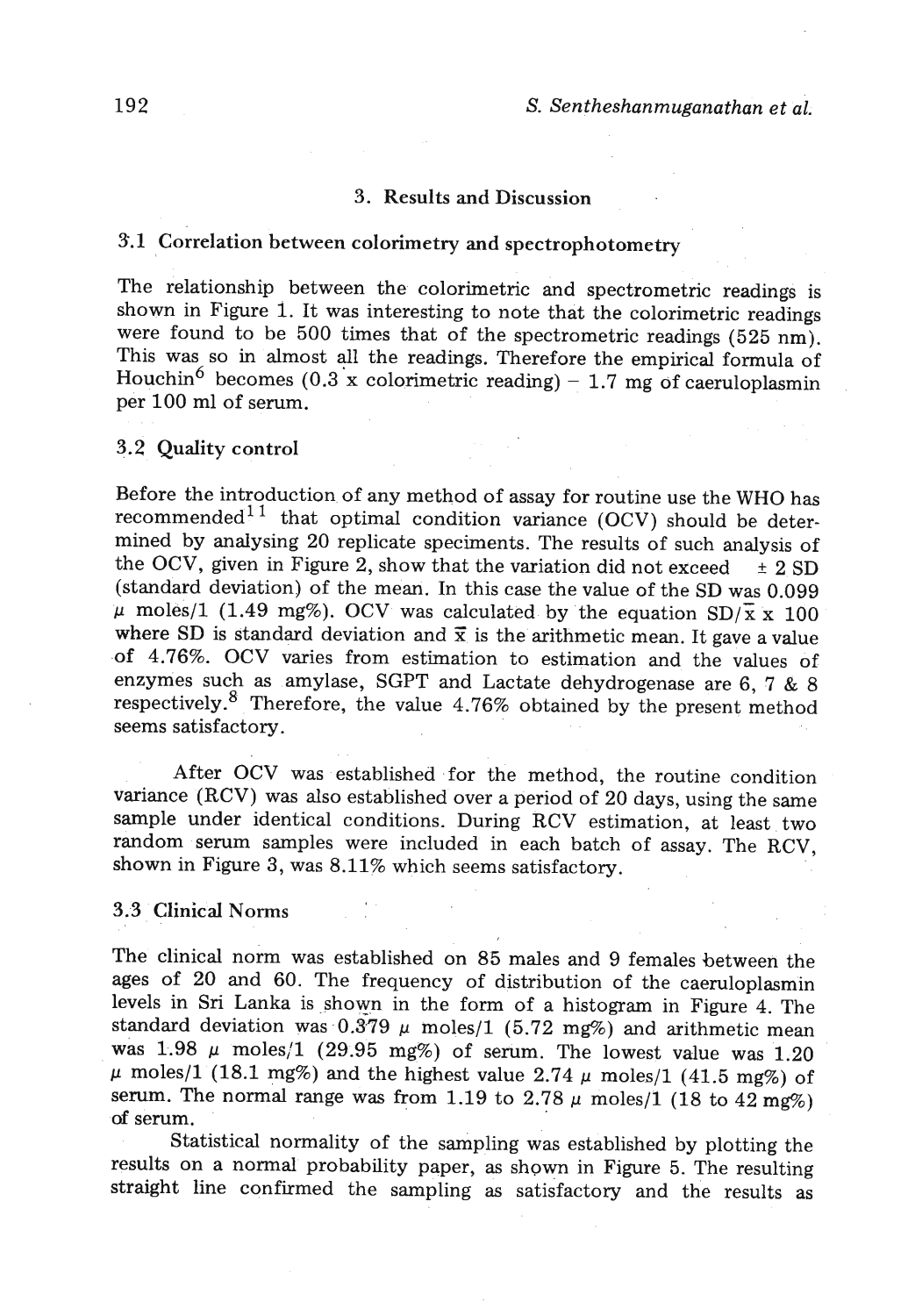## 3. Results and Discussion

### 3.1 Correlation between colorimetry and spectrophotometry

The relationship between the colorimetric and spectrometric readings is shown in Figure 1. It was interesting to note that the colorimetric readings were found to be 500 times that of the spectrometric readings (525 nm). This was so in almost all the readings. Therefore the empirical formula of Houchin[6] becomes (0.3 x colorimetric reading) – 1.7 mg of caeruloplasmin per 100 ml of serum.

### 3.2 Quality control

Before the introduction of any method of assay for routine use the WHO has recommended[11] that optimal condition variance (OCV) should be determined by analysing 20 replicate speciments. The results of such analysis of the OCV, given in Figure 2, show that the variation did not exceed ± 2 SD (standard deviation) of the mean. In this case the value of the SD was 0.099 $\mu$ moles/1 (1.49 mg%). OCV was calculated by the equation $SD/\bar{x} \times 100$ where SD is standard deviation and $\bar{x}$ is the arithmetic mean. It gave a value of 4.76%. OCV varies from estimation to estimation and the values of enzymes such as amylase, SGPT and Lactate dehydrogenase are 6, 7 & 8 respectively.[8] Therefore, the value 4.76% obtained by the present method seems satisfactory.

After OCV was established for the method, the routine condition variance (RCV) was also established over a period of 20 days, using the same sample under identical conditions. During RCV estimation, at least two random serum samples were included in each batch of assay. The RCV, shown in Figure 3, was 8.11% which seems satisfactory.

### 3.3 Clinical Norms

The clinical norm was established on 85 males and 9 females between the ages of 20 and 60. The frequency of distribution of the caeruloplasmin levels in Sri Lanka is shown in the form of a histogram in Figure 4. The standard deviation was 0.379 $\mu$ moles/1 (5.72 mg%) and arithmetic mean was 1.98 $\mu$ moles/1 (29.95 mg%) of serum. The lowest value was 1.20 $\mu$ moles/1 (18.1 mg%) and the highest value 2.74 $\mu$ moles/1 (41.5 mg%) of serum. The normal range was from 1.19 to 2.78 $\mu$ moles/1 (18 to 42 mg%) of serum.

Statistical normality of the sampling was established by plotting the results on a normal probability paper, as shown in Figure 5. The resulting straight line confirmed the sampling as satisfactory and the results as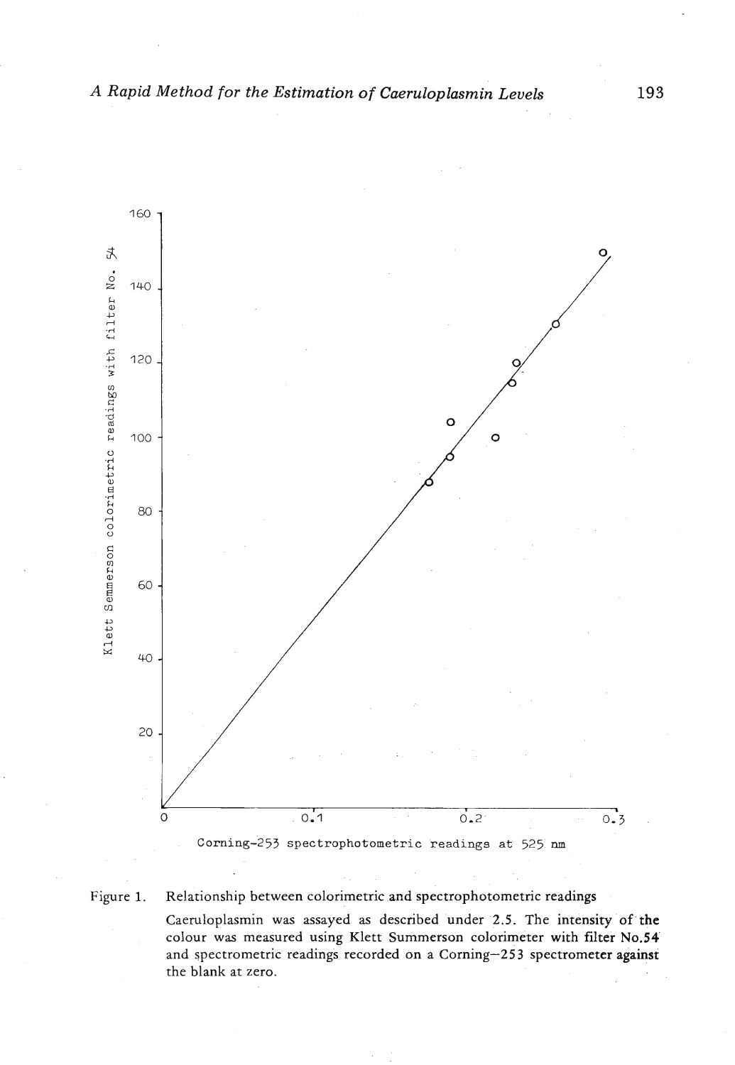Figure 1. Relationship between colorimetric and spectrophotometric readings

Caeruloplasmin was assayed as described under 2.5. The intensity of the colour was measured using Klett Summerson colorimeter with filter No.54 and spectrometric readings recorded on a Corning–253 spectrometer against the blank at zero.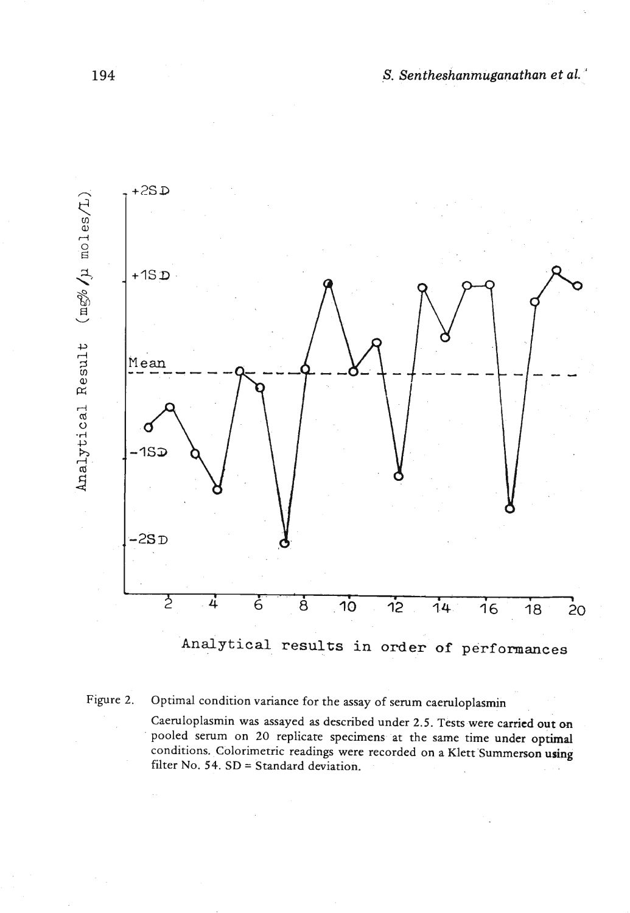Figure 2. Optimal condition variance for the assay of serum caeruloplasmin

Caeruloplasmin was assayed as described under 2.5. Tests were carried out on pooled serum on 20 replicate specimens at the same time under optimal conditions. Colorimetric readings were recorded on a Klett Summerson using filter No. 54. SD = Standard deviation.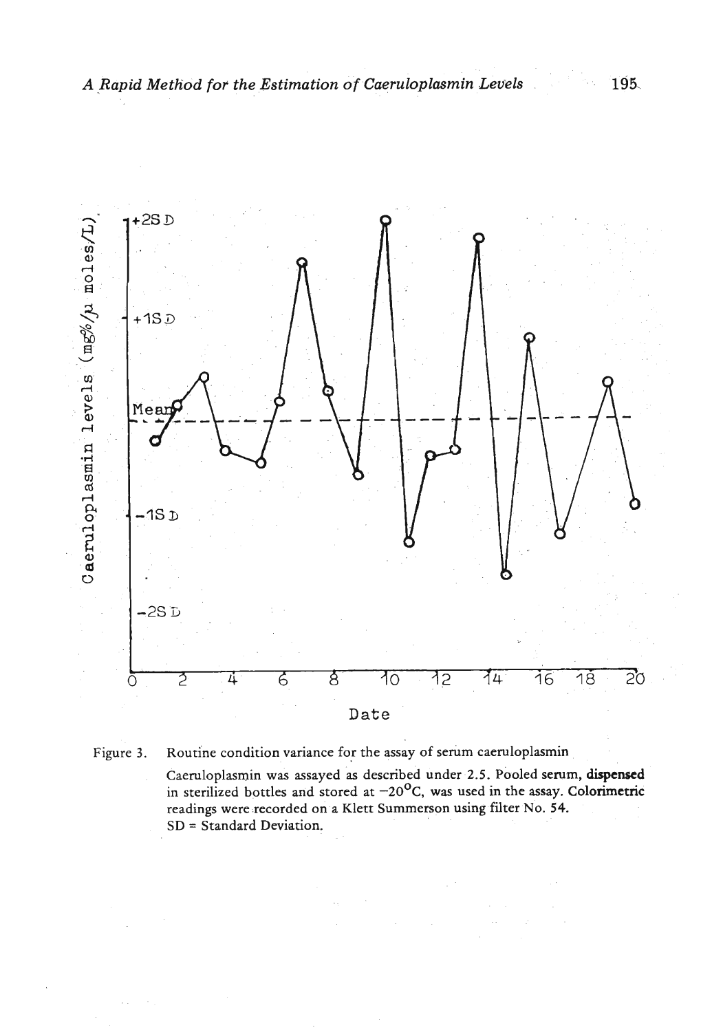Figure 3. Routine condition variance for the assay of serum caeruloplasmin

Caeruloplasmin was assayed as described under 2.5. Pooled serum, dispensed in sterilized bottles and stored at $-20^{o}C$, was used in the assay. Colorimetric readings were recorded on a Klett Summerson using filter No. 54.

SD = Standard Deviation.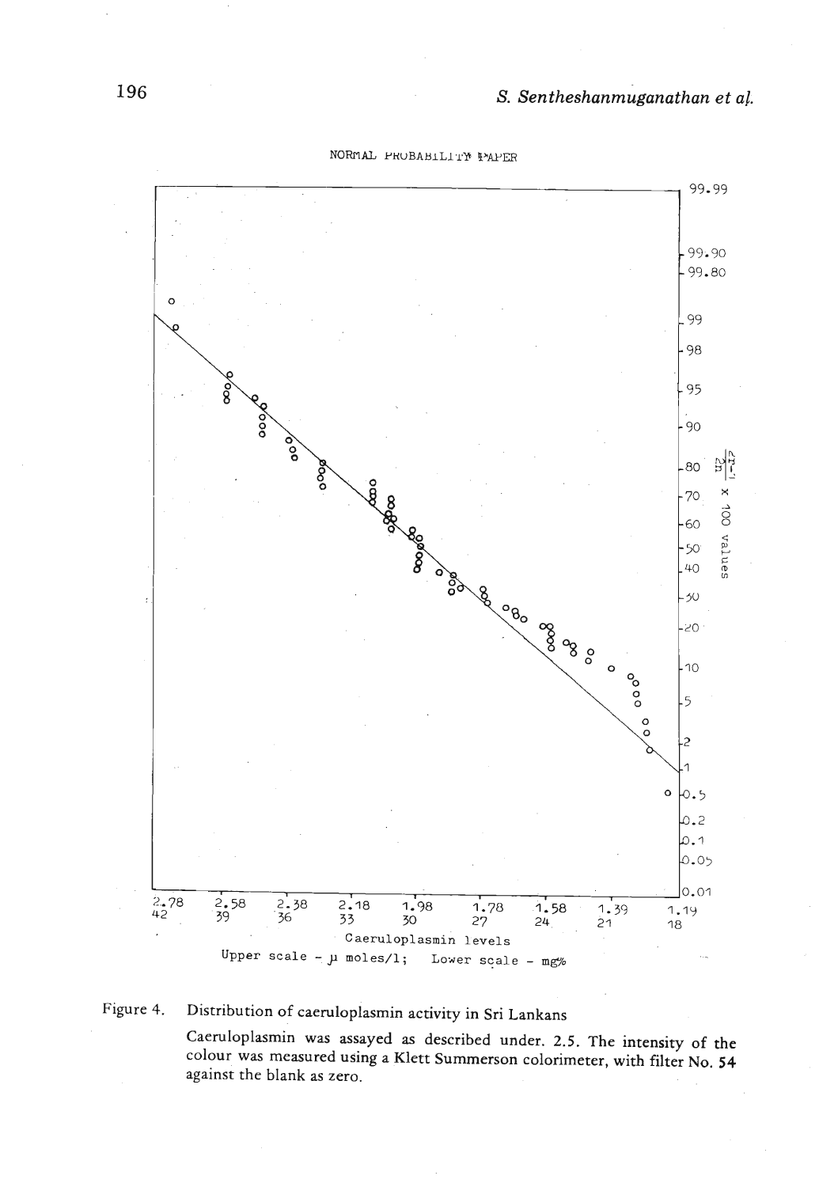NORMAL PROBABILITY PAPER

Caeruloplasmin levels

Upper scale - µ moles/l; Lower scale - mg%

Figure 4. Distribution of caeruloplasmin activity in Sri Lankans

Caeruloplasmin was assayed as described under. 2.5. The intensity of the colour was measured using a Klett Summerson colorimeter, with filter No. 54 against the blank as zero.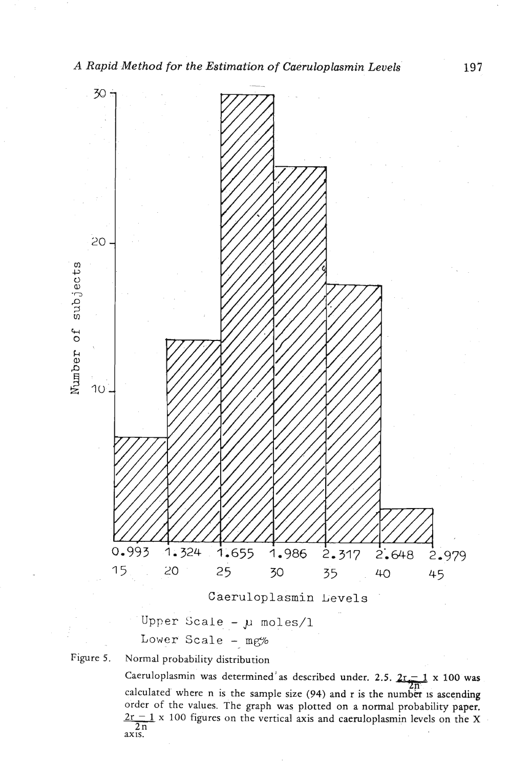Number of subjects

30

20

10

0.993 1.324 1.655 1.986 2.317 2.648 2.979

15 20 25 30 35 40 45

Caeruloplasmin Levels

Upper Scale – μ moles/l

Lower Scale – mg%

Figure 5. Normal probability distribution

Caeruloplasmin was determined as described under. 2.5. $\frac{2r-1}{2n} \times 100$ was calculated where n is the sample size (94) and r is the number is ascending order of the values. The graph was plotted on a normal probability paper. $\frac{2r-1}{2n} \times 100$ figures on the vertical axis and caeruloplasmin levels on the X axis.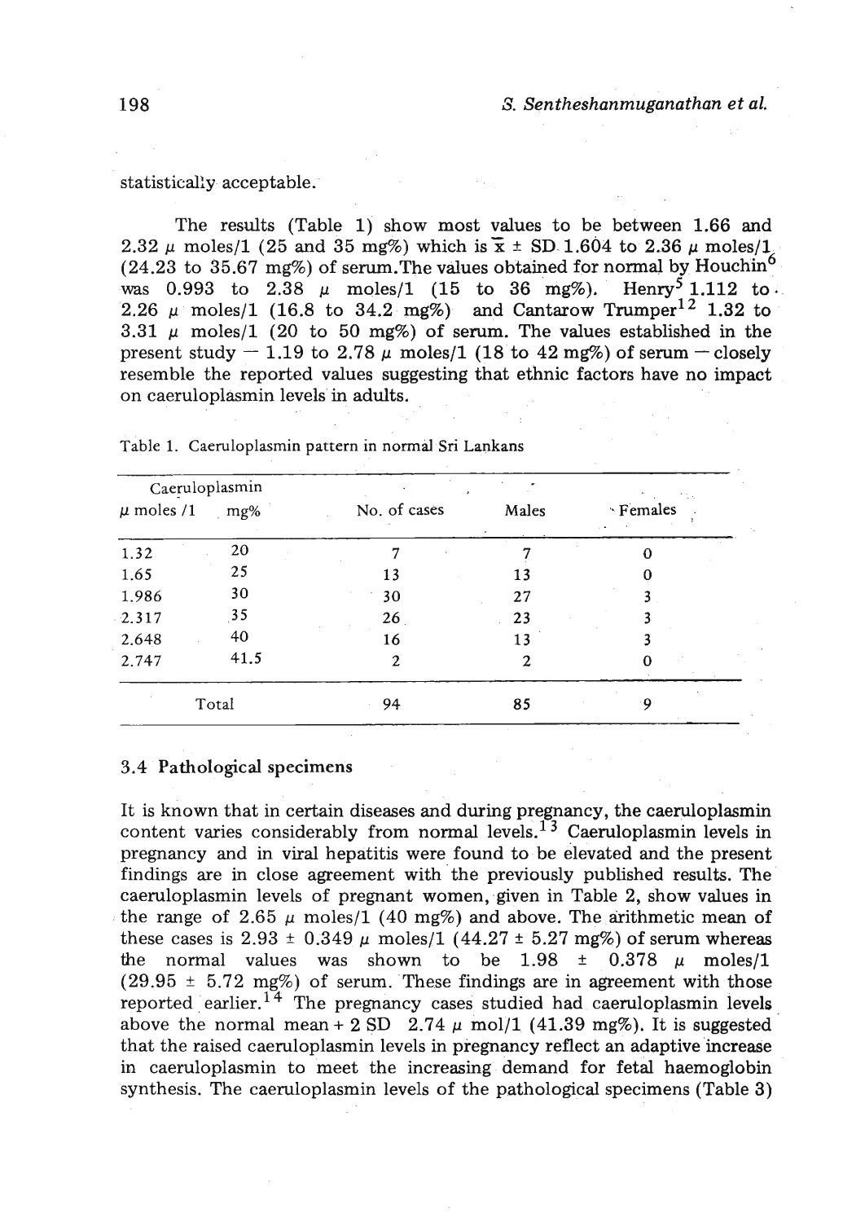statistically acceptable.

The results (Table 1) show most values to be between 1.66 and 2.32 $\mu$ moles/1 (25 and 35 mg%) which is $\bar{x} \pm$ SD 1.604 to 2.36 $\mu$ moles/1 (24.23 to 35.67 mg%) of serum. The values obtained for normal by Houchin[6] was 0.993 to 2.38 $\mu$ moles/1 (15 to 36 mg%). Henry[5] 1.112 to 2.26 $\mu$ moles/1 (16.8 to 34.2 mg%) and Cantarow Trumper[12] 1.32 to 3.31 $\mu$ moles/1 (20 to 50 mg%) of serum. The values established in the present study – 1.19 to 2.78 $\mu$ moles/1 (18 to 42 mg%) of serum – closely resemble the reported values suggesting that ethnic factors have no impact on caeruloplasmin levels in adults.

Table 1. Caeruloplasmin pattern in normal Sri Lankans

| Caeruloplasmin | | No. of cases | Males | Females |
|---|---|---|---|---|
| $\mu$ moles /1 | mg% | | | |
| 1.32 | 20 | 7 | 7 | 0 |
| 1.65 | 25 | 13 | 13 | 0 |
| 1.986 | 30 | 30 | 27 | 3 |
| 2.317 | 35 | 26 | 23 | 3 |
| 2.648 | 40 | 16 | 13 | 3 |
| 2.747 | 41.5 | 2 | 2 | 0 |
| Total | | 94 | 85 | 9 |

### 3.4 Pathological specimens

It is known that in certain diseases and during pregnancy, the caeruloplasmin content varies considerably from normal levels.[13] Caeruloplasmin levels in pregnancy and in viral hepatitis were found to be elevated and the present findings are in close agreement with the previously published results. The caeruloplasmin levels of pregnant women, given in Table 2, show values in the range of 2.65 $\mu$ moles/1 (40 mg%) and above. The arithmetic mean of these cases is 2.93 $\pm$ 0.349 $\mu$ moles/1 (44.27 $\pm$ 5.27 mg%) of serum whereas the normal values was shown to be 1.98 $\pm$ 0.378 $\mu$ moles/1 (29.95 $\pm$ 5.72 mg%) of serum. These findings are in agreement with those reported earlier.[14] The pregnancy cases studied had caeruloplasmin levels above the normal mean + 2 SD 2.74 $\mu$ mol/1 (41.39 mg%). It is suggested that the raised caeruloplasmin levels in pregnancy reflect an adaptive increase in caeruloplasmin to meet the increasing demand for fetal haemoglobin synthesis. The caeruloplasmin levels of the pathological specimens (Table 3)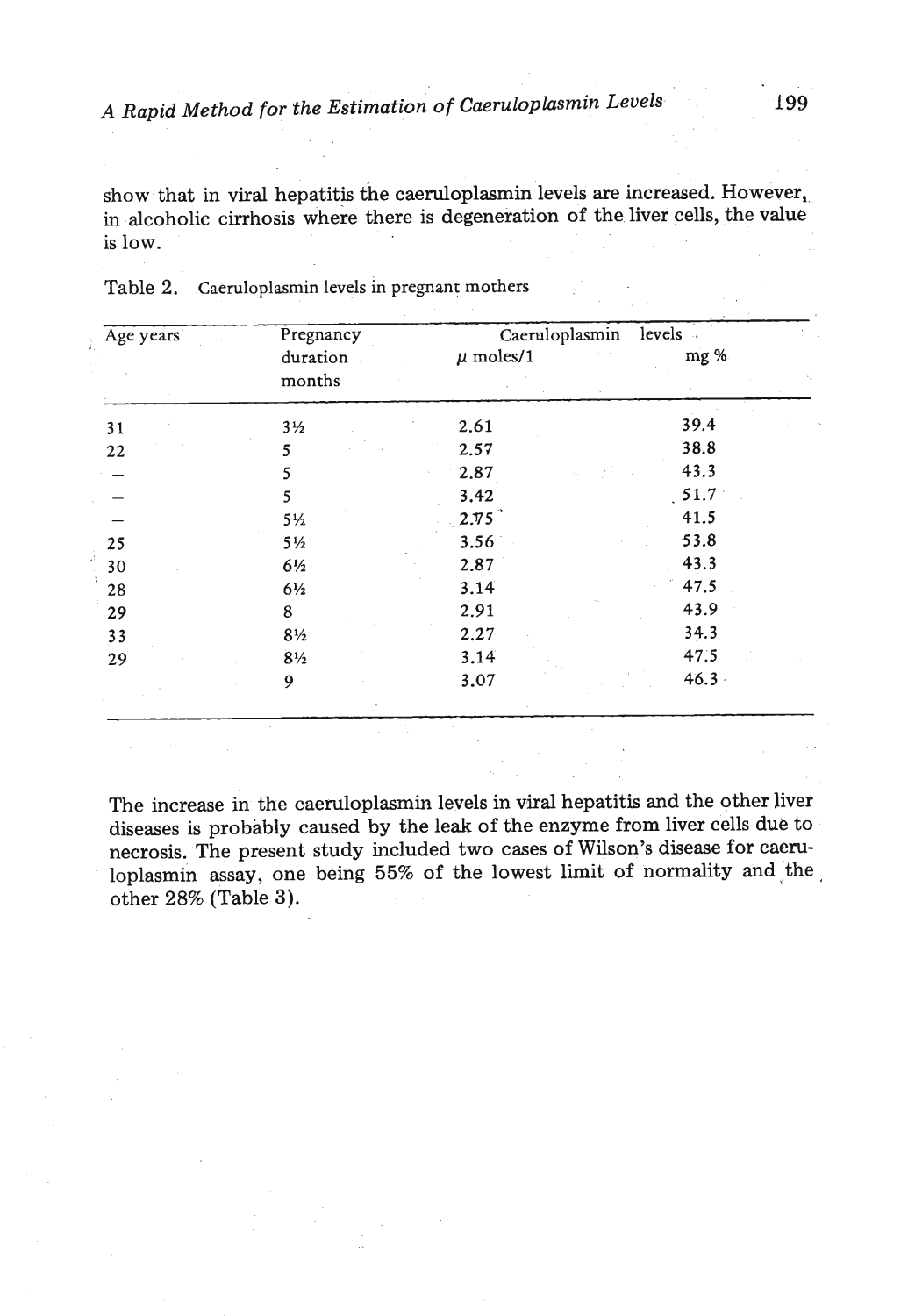show that in viral hepatitis the caeruloplasmin levels are increased. However, in alcoholic cirrhosis where there is degeneration of the liver cells, the value is low.

Table 2. Caeruloplasmin levels in pregnant mothers

| Age years | Pregnancy duration months | Caeruloplasmin levels μ moles/1 | mg % |
|---|---|---|---|
| 31 | 3½ | 2.61 | 39.4 |
| 22 | 5 | 2.57 | 38.8 |
| – | 5 | 2.87 | 43.3 |
| – | 5 | 3.42 | 51.7 |
| – | 5½ | 2.75 | 41.5 |
| 25 | 5½ | 3.56 | 53.8 |
| 30 | 6½ | 2.87 | 43.3 |
| 28 | 6½ | 3.14 | 47.5 |
| 29 | 8 | 2.91 | 43.9 |
| 33 | 8½ | 2.27 | 34.3 |
| 29 | 8½ | 3.14 | 47.5 |
| – | 9 | 3.07 | 46.3 |

The increase in the caeruloplasmin levels in viral hepatitis and the other liver diseases is probably caused by the leak of the enzyme from liver cells due to necrosis. The present study included two cases of Wilson's disease for caeruloplasmin assay, one being 55% of the lowest limit of normality and the other 28% (Table 3).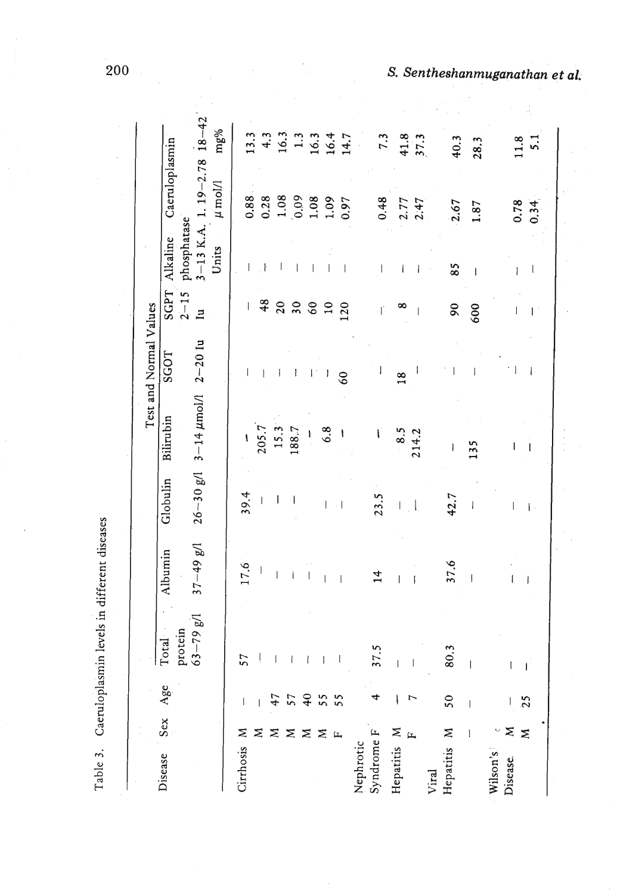Table 3. Caeruloplasmin levels in different diseases

| Disease | Sex | Age | Total protein | Albumin | Globulin | Bilirubin | SGOT | SGPT | Alkaline phosphatase | Caeruloplasmin | |
|---|---|---|---|---|---|---|---|---|---|---|---|
| | | | Test and Normal Values | | | | | | | | |
| | | | 63–79 g/l | 37–49 g/l | 26–30 g/l | 3–14 μmol/l | 2–20 Iu | 2–15 Iu | 3–13 K.A. Units | 1.19–2.78 μ mol/l | 18–42 mg% |
| Cirrhosis | M | – | 57 | 17.6 | 39.4 | – | – | – | – | 0.88 | 13.3 |
| | M | – | – | – | – | 205.7 | – | 48 | – | 0.28 | 4.3 |
| | M | 47 | – | – | – | 15.3 | – | 20 | – | 1.08 | 16.3 |
| | M | 57 | – | – | – | 188.7 | – | 30 | – | 0.09 | 1.3 |
| | M | 40 | – | – | | – | – | 60 | – | 1.08 | 16.3 |
| | M | 55 | – | – | – | 6.8 | – | 10 | – | 1.09 | 16.4 |
| | F | 55 | – | – | – | – | 60 | 120 | – | 0.97 | 14.7 |
| Nephrotic Syndrome | F | 4 | 37.5 | 14 | 23.5 | – | – | – | – | 0.48 | 7.3 |
| Hepatitis | M | – | – | – | – | 8.5 | 18 | 8 | – | 2.77 | 41.8 |
| | F | 7 | – | – | – | 214.2 | – | – | – | 2.47 | 37.3 |
| Viral Hepatitis | M | 50 | 80.3 | 37.6 | 42.7 | – | – | 90 | 85 | 2.67 | 40.3 |
| | – | – | – | – | – | 135 | – | 600 | – | 1.87 | 28.3 |
| Wilson's Disease | M | – | – | – | – | – | – | – | – | 0.78 | 11.8 |
| | M | 25 | – | – | – | – | – | – | – | 0.34 | 5.1 |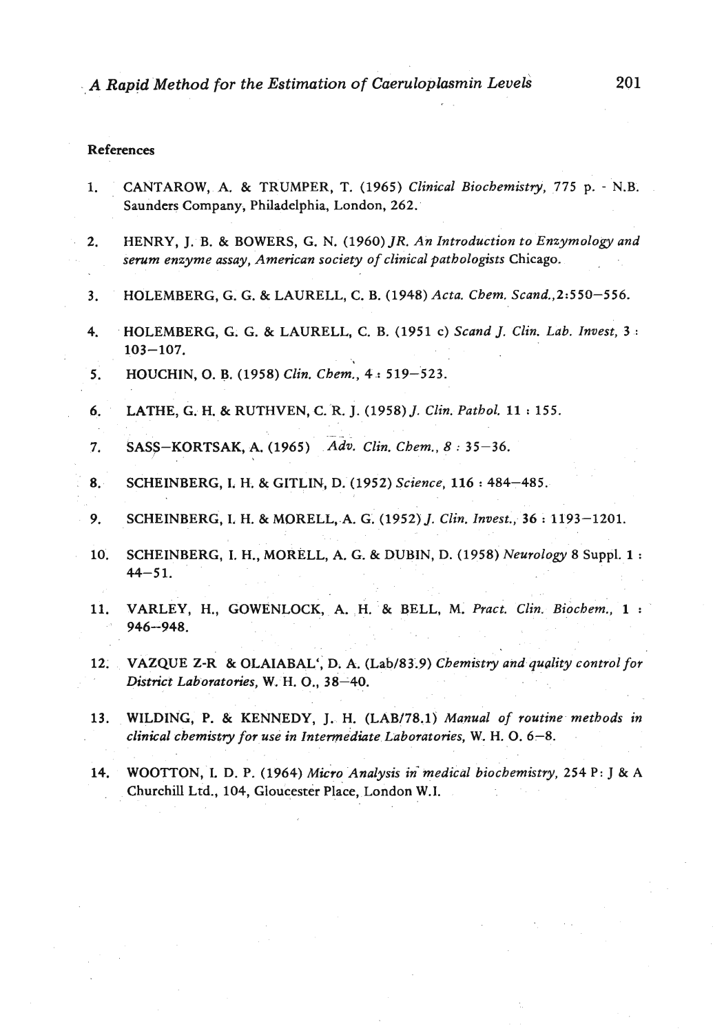## References

1. CANTAROW, A. & TRUMPER, T. (1965) *Clinical Biochemistry*, 775 p. - N.B. Saunders Company, Philadelphia, London, 262.

2. HENRY, J. B. & BOWERS, G. N. (1960) *JR. An Introduction to Enzymology and serum enzyme assay, American society of clinical pathologists* Chicago.

3. HOLEMBERG, G. G. & LAURELL, C. B. (1948) *Acta. Chem. Scand.*, 2:550–556.

4. HOLEMBERG, G. G. & LAURELL, C. B. (1951 c) *Scand J. Clin. Lab. Invest*, 3 : 103–107.

5. HOUCHIN, O. B. (1958) *Clin. Chem.*, 4 : 519–523.

6. LATHE, G. H. & RUTHVEN, C. R. J. (1958) *J. Clin. Pathol.* **11** : 155.

7. SASS–KORTSAK, A. (1965) *Adv. Clin. Chem.*, *8* : 35–36.

8. SCHEINBERG, I. H. & GITLIN, D. (1952) *Science*, **116** : 484–485.

9. SCHEINBERG, I. H. & MORELL, A. G. (1952) *J. Clin. Invest.*, **36** : 1193–1201.

10. SCHEINBERG, I. H., MORELL, A. G. & DUBIN, D. (1958) *Neurology* 8 Suppl. **1** : 44–51.

11. VARLEY, H., GOWENLOCK, A. H. & BELL, M. *Pract. Clin. Biochem.*, **1** : 946–948.

12. VAZQUE Z-R & OLAIABAL', D. A. (Lab/83.9) *Chemistry and quality control for District Laboratories*, W. H. O., 38–40.

13. WILDING, P. & KENNEDY, J. H. (LAB/78.1) *Manual of routine methods in clinical chemistry for use in Intermediate Laboratories*, W. H. O. 6–8.

14. WOOTTON, I. D. P. (1964) *Micro Analysis in medical biochemistry*, 254 P: J & A Churchill Ltd., 104, Gloucester Place, London W.I.